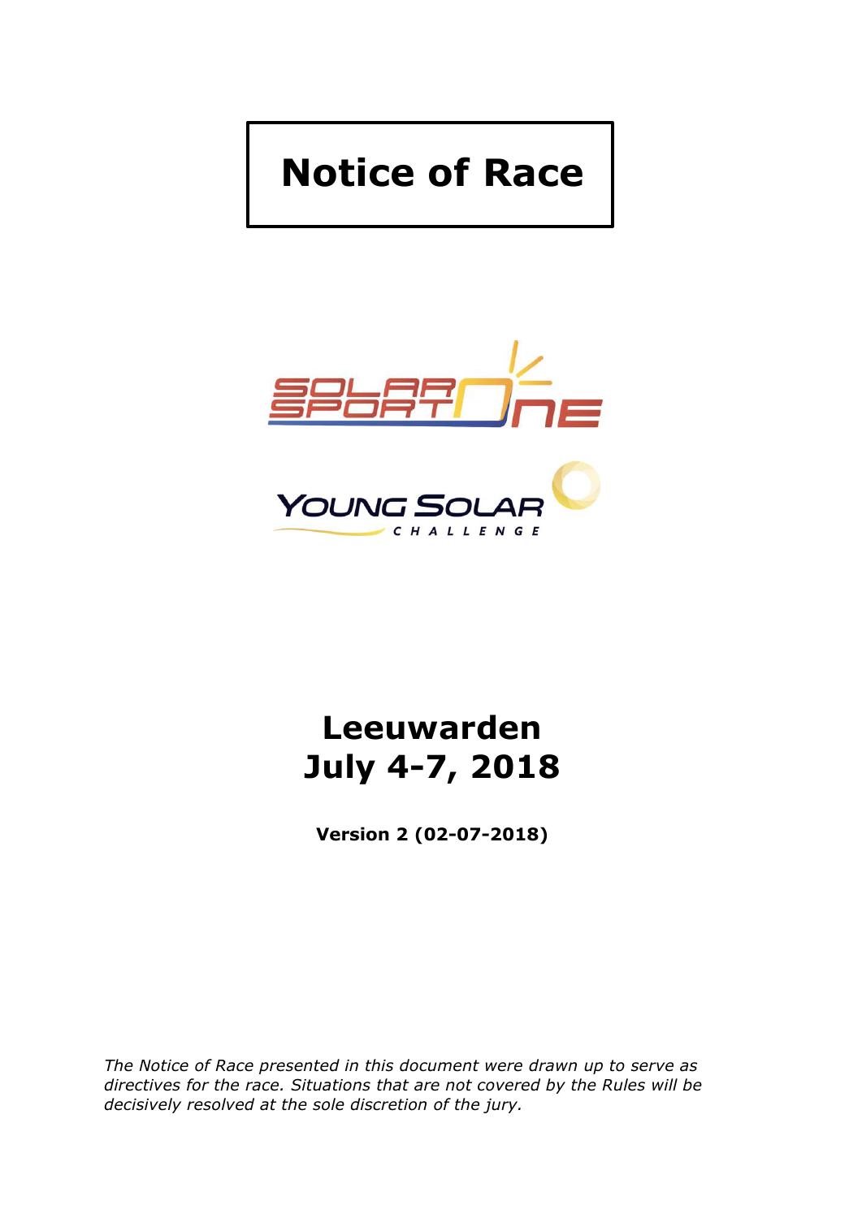# Notice of Race

SOLAR SPORT ONE

YOUNG SOLAR CHALLENGE

## Leeuwarden
## July 4-7, 2018

**Version 2 (02-07-2018)**

*The Notice of Race presented in this document were drawn up to serve as directives for the race. Situations that are not covered by the Rules will be decisively resolved at the sole discretion of the jury.*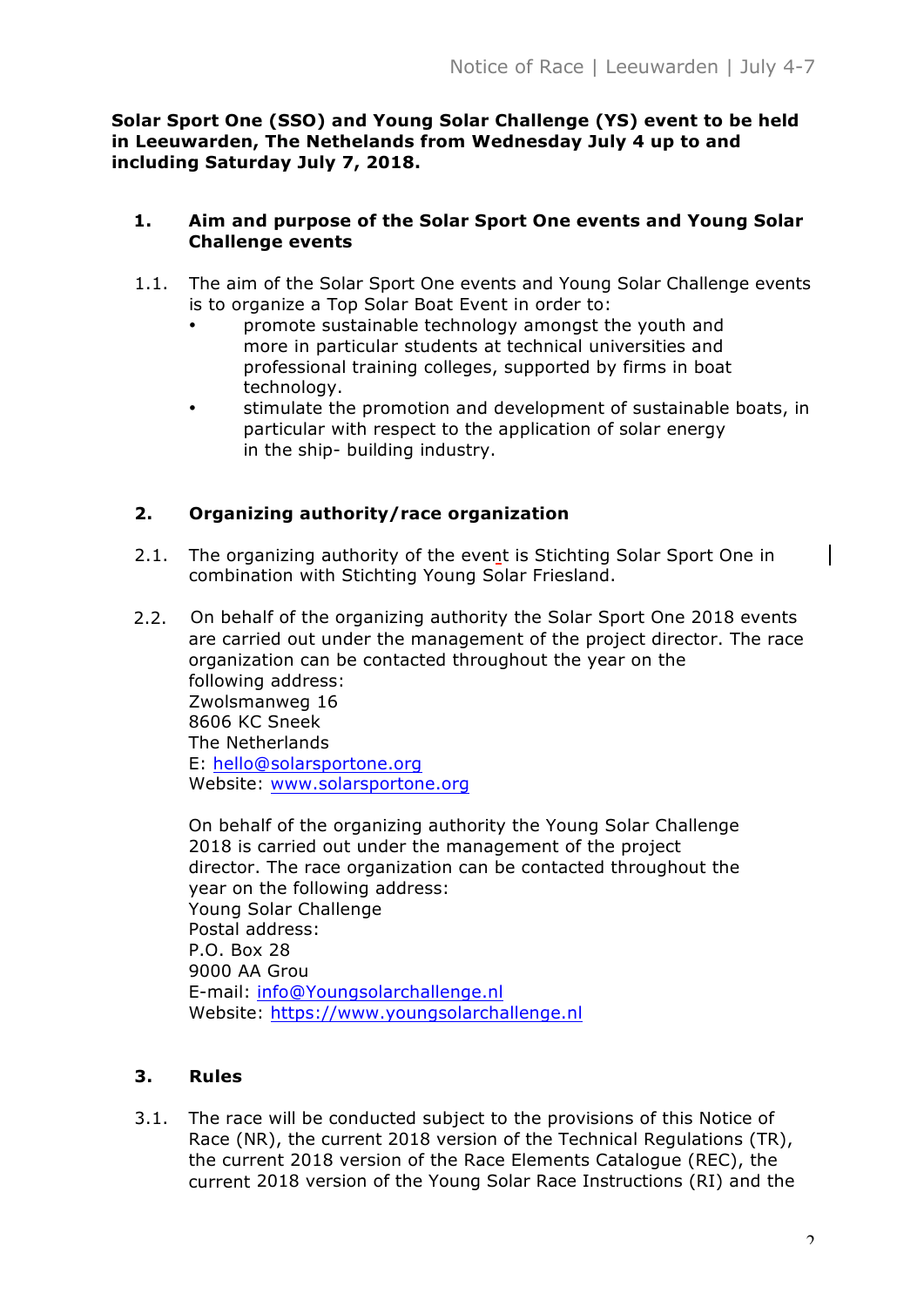**Solar Sport One (SSO) and Young Solar Challenge (YS) event to be held in Leeuwarden, The Nethelands from Wednesday July 4 up to and including Saturday July 7, 2018.**

## 1. Aim and purpose of the Solar Sport One events and Young Solar Challenge events

1.1. The aim of the Solar Sport One events and Young Solar Challenge events is to organize a Top Solar Boat Event in order to:

- promote sustainable technology amongst the youth and more in particular students at technical universities and professional training colleges, supported by firms in boat technology.
- stimulate the promotion and development of sustainable boats, in particular with respect to the application of solar energy in the ship- building industry.

## 2. Organizing authority/race organization

2.1. The organizing authority of the event is Stichting Solar Sport One in combination with Stichting Young Solar Friesland.

2.2. On behalf of the organizing authority the Solar Sport One 2018 events are carried out under the management of the project director. The race organization can be contacted throughout the year on the following address:
Zwolsmanweg 16
8606 KC Sneek
The Netherlands
E: hello@solarsportone.org
Website: www.solarsportone.org

On behalf of the organizing authority the Young Solar Challenge 2018 is carried out under the management of the project director. The race organization can be contacted throughout the year on the following address:
Young Solar Challenge
Postal address:
P.O. Box 28
9000 AA Grou
E-mail: info@Youngsolarchallenge.nl
Website: https://www.youngsolarchallenge.nl

## 3. Rules

3.1. The race will be conducted subject to the provisions of this Notice of Race (NR), the current 2018 version of the Technical Regulations (TR), the current 2018 version of the Race Elements Catalogue (REC), the current 2018 version of the Young Solar Race Instructions (RI) and the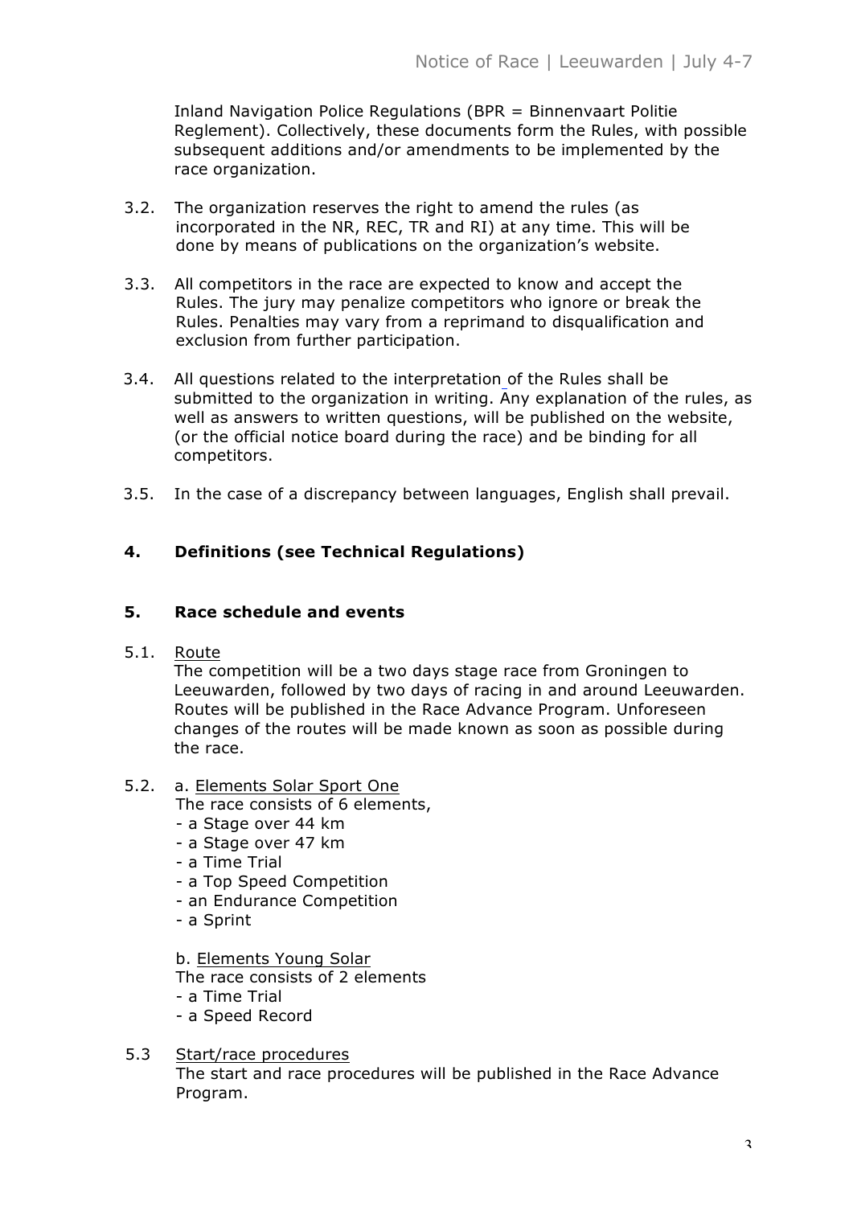Inland Navigation Police Regulations (BPR = Binnenvaart Politie Reglement). Collectively, these documents form the Rules, with possible subsequent additions and/or amendments to be implemented by the race organization.

3.2. The organization reserves the right to amend the rules (as incorporated in the NR, REC, TR and RI) at any time. This will be done by means of publications on the organization's website.

3.3. All competitors in the race are expected to know and accept the Rules. The jury may penalize competitors who ignore or break the Rules. Penalties may vary from a reprimand to disqualification and exclusion from further participation.

3.4. All questions related to the interpretation of the Rules shall be submitted to the organization in writing. Any explanation of the rules, as well as answers to written questions, will be published on the website, (or the official notice board during the race) and be binding for all competitors.

3.5. In the case of a discrepancy between languages, English shall prevail.

## 4. Definitions (see Technical Regulations)

## 5. Race schedule and events

5.1. Route

The competition will be a two days stage race from Groningen to Leeuwarden, followed by two days of racing in and around Leeuwarden. Routes will be published in the Race Advance Program. Unforeseen changes of the routes will be made known as soon as possible during the race.

5.2. a. Elements Solar Sport One

The race consists of 6 elements,

- a Stage over 44 km
- a Stage over 47 km
- a Time Trial
- a Top Speed Competition
- an Endurance Competition
- a Sprint

b. Elements Young Solar

The race consists of 2 elements

- a Time Trial
- a Speed Record

5.3 Start/race procedures

The start and race procedures will be published in the Race Advance Program.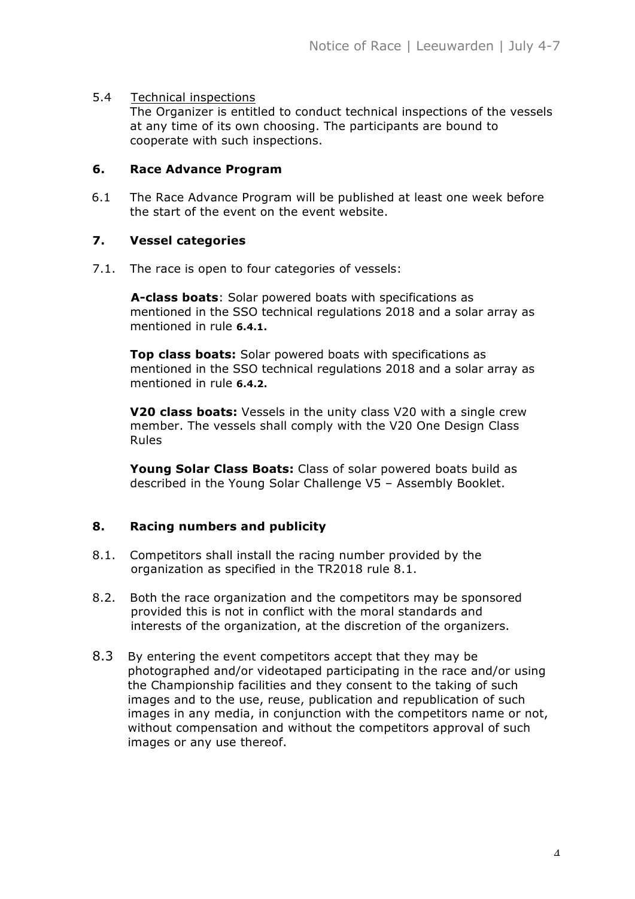5.4 Technical inspections

The Organizer is entitled to conduct technical inspections of the vessels at any time of its own choosing. The participants are bound to cooperate with such inspections.

## 6. Race Advance Program

6.1 The Race Advance Program will be published at least one week before the start of the event on the event website.

## 7. Vessel categories

7.1. The race is open to four categories of vessels:

**A-class boats**: Solar powered boats with specifications as mentioned in the SSO technical regulations 2018 and a solar array as mentioned in rule **6.4.1.**

**Top class boats:** Solar powered boats with specifications as mentioned in the SSO technical regulations 2018 and a solar array as mentioned in rule **6.4.2.**

**V20 class boats:** Vessels in the unity class V20 with a single crew member. The vessels shall comply with the V20 One Design Class Rules

**Young Solar Class Boats:** Class of solar powered boats build as described in the Young Solar Challenge V5 – Assembly Booklet.

## 8. Racing numbers and publicity

8.1. Competitors shall install the racing number provided by the organization as specified in the TR2018 rule 8.1.

8.2. Both the race organization and the competitors may be sponsored provided this is not in conflict with the moral standards and interests of the organization, at the discretion of the organizers.

8.3 By entering the event competitors accept that they may be photographed and/or videotaped participating in the race and/or using the Championship facilities and they consent to the taking of such images and to the use, reuse, publication and republication of such images in any media, in conjunction with the competitors name or not, without compensation and without the competitors approval of such images or any use thereof.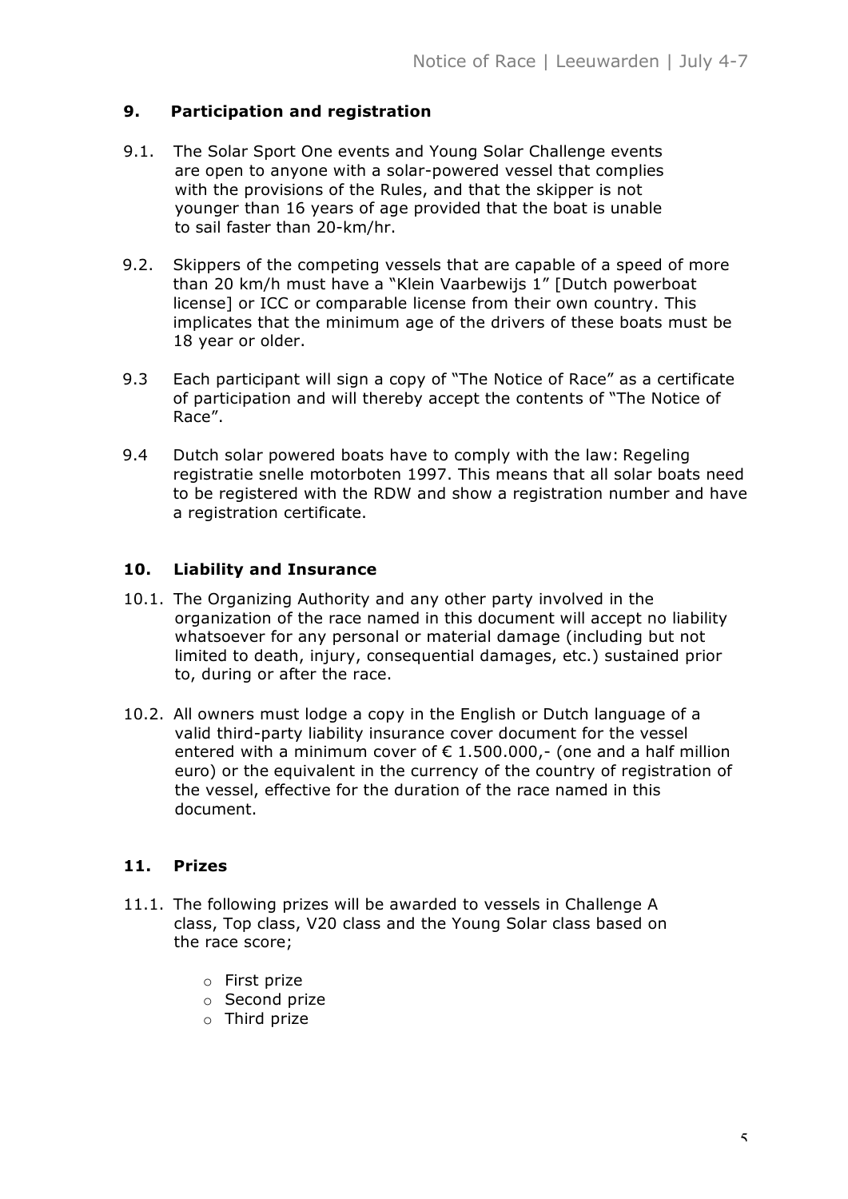## 9. Participation and registration

9.1. The Solar Sport One events and Young Solar Challenge events are open to anyone with a solar-powered vessel that complies with the provisions of the Rules, and that the skipper is not younger than 16 years of age provided that the boat is unable to sail faster than 20-km/hr.

9.2. Skippers of the competing vessels that are capable of a speed of more than 20 km/h must have a "Klein Vaarbewijs 1" [Dutch powerboat license] or ICC or comparable license from their own country. This implicates that the minimum age of the drivers of these boats must be 18 year or older.

9.3 Each participant will sign a copy of "The Notice of Race" as a certificate of participation and will thereby accept the contents of "The Notice of Race".

9.4 Dutch solar powered boats have to comply with the law: Regeling registratie snelle motorboten 1997. This means that all solar boats need to be registered with the RDW and show a registration number and have a registration certificate.

## 10. Liability and Insurance

10.1. The Organizing Authority and any other party involved in the organization of the race named in this document will accept no liability whatsoever for any personal or material damage (including but not limited to death, injury, consequential damages, etc.) sustained prior to, during or after the race.

10.2. All owners must lodge a copy in the English or Dutch language of a valid third-party liability insurance cover document for the vessel entered with a minimum cover of € 1.500.000,- (one and a half million euro) or the equivalent in the currency of the country of registration of the vessel, effective for the duration of the race named in this document.

## 11. Prizes

11.1. The following prizes will be awarded to vessels in Challenge A class, Top class, V20 class and the Young Solar class based on the race score;

- First prize
- Second prize
- Third prize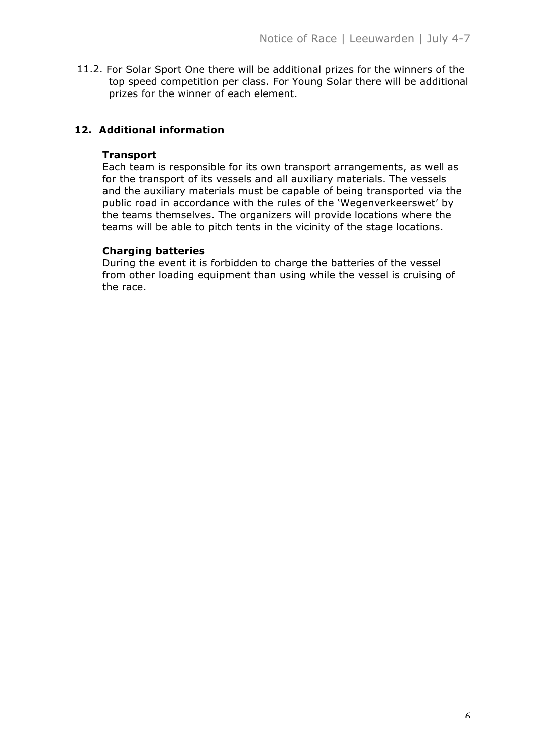11.2. For Solar Sport One there will be additional prizes for the winners of the top speed competition per class. For Young Solar there will be additional prizes for the winner of each element.

## 12. Additional information

**Transport**

Each team is responsible for its own transport arrangements, as well as for the transport of its vessels and all auxiliary materials. The vessels and the auxiliary materials must be capable of being transported via the public road in accordance with the rules of the 'Wegenverkeerswet' by the teams themselves. The organizers will provide locations where the teams will be able to pitch tents in the vicinity of the stage locations.

**Charging batteries**

During the event it is forbidden to charge the batteries of the vessel from other loading equipment than using while the vessel is cruising of the race.